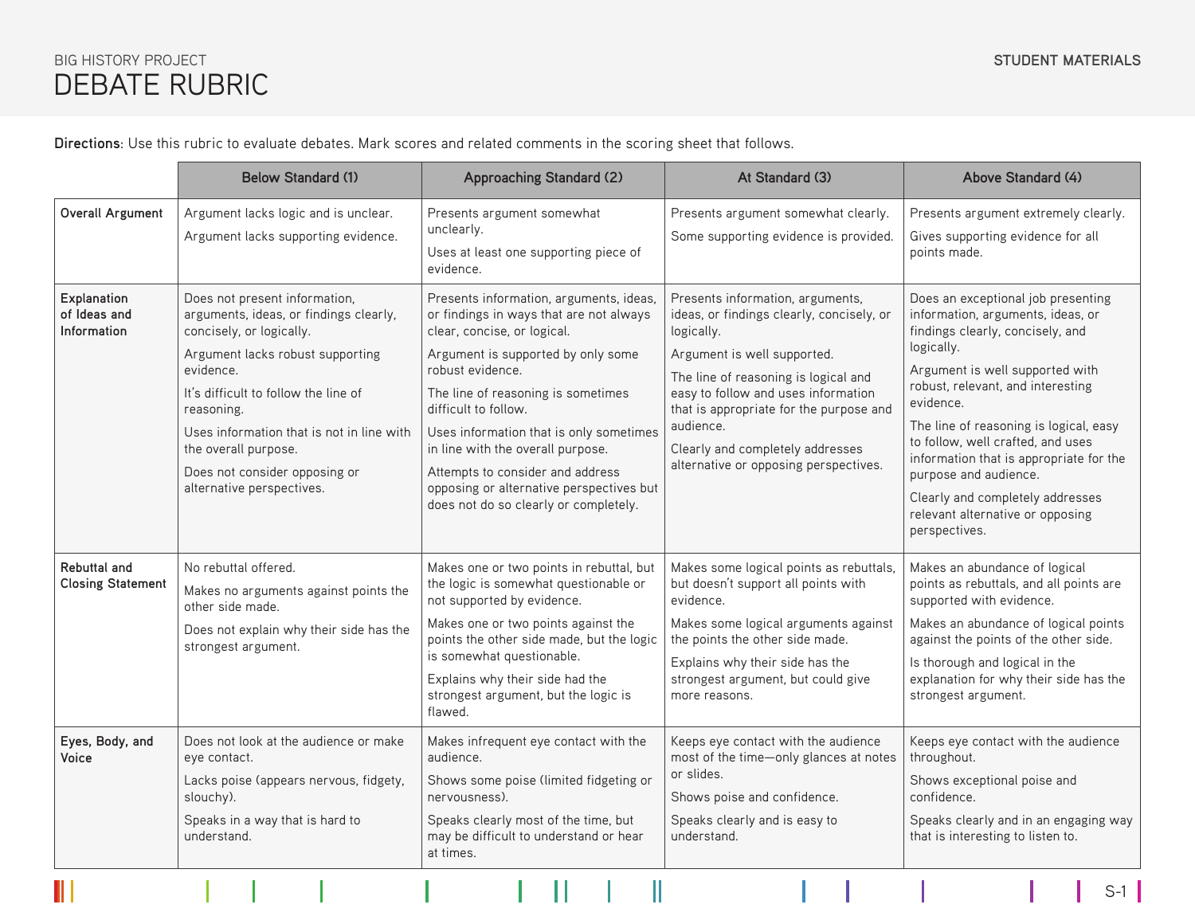BIG HISTORY PROJECT

# DEBATE RUBRIC

STUDENT MATERIALS

**Directions**: Use this rubric to evaluate debates. Mark scores and related comments in the scoring sheet that follows.

| | Below Standard (1) | Approaching Standard (2) | At Standard (3) | Above Standard (4) |
|---|---|---|---|---|
| **Overall Argument** | Argument lacks logic and is unclear.<br>Argument lacks supporting evidence. | Presents argument somewhat unclearly.<br>Uses at least one supporting piece of evidence. | Presents argument somewhat clearly.<br>Some supporting evidence is provided. | Presents argument extremely clearly.<br>Gives supporting evidence for all points made. |
| **Explanation of Ideas and Information** | Does not present information, arguments, ideas, or findings clearly, concisely, or logically.<br>Argument lacks robust supporting evidence.<br>It's difficult to follow the line of reasoning.<br>Uses information that is not in line with the overall purpose.<br>Does not consider opposing or alternative perspectives. | Presents information, arguments, ideas, or findings in ways that are not always clear, concise, or logical.<br>Argument is supported by only some robust evidence.<br>The line of reasoning is sometimes difficult to follow.<br>Uses information that is only sometimes in line with the overall purpose.<br>Attempts to consider and address opposing or alternative perspectives but does not do so clearly or completely. | Presents information, arguments, ideas, or findings clearly, concisely, or logically.<br>Argument is well supported.<br>The line of reasoning is logical and easy to follow and uses information that is appropriate for the purpose and audience.<br>Clearly and completely addresses alternative or opposing perspectives. | Does an exceptional job presenting information, arguments, ideas, or findings clearly, concisely, and logically.<br>Argument is well supported with robust, relevant, and interesting evidence.<br>The line of reasoning is logical, easy to follow, well crafted, and uses information that is appropriate for the purpose and audience.<br>Clearly and completely addresses relevant alternative or opposing perspectives. |
| **Rebuttal and Closing Statement** | No rebuttal offered.<br>Makes no arguments against points the other side made.<br>Does not explain why their side has the strongest argument. | Makes one or two points in rebuttal, but the logic is somewhat questionable or not supported by evidence.<br>Makes one or two points against the points the other side made, but the logic is somewhat questionable.<br>Explains why their side had the strongest argument, but the logic is flawed. | Makes some logical points as rebuttals, but doesn't support all points with evidence.<br>Makes some logical arguments against the points the other side made.<br>Explains why their side has the strongest argument, but could give more reasons. | Makes an abundance of logical points as rebuttals, and all points are supported with evidence.<br>Makes an abundance of logical points against the points of the other side.<br>Is thorough and logical in the explanation for why their side has the strongest argument. |
| **Eyes, Body, and Voice** | Does not look at the audience or make eye contact.<br>Lacks poise (appears nervous, fidgety, slouchy).<br>Speaks in a way that is hard to understand. | Makes infrequent eye contact with the audience.<br>Shows some poise (limited fidgeting or nervousness).<br>Speaks clearly most of the time, but may be difficult to understand or hear at times. | Keeps eye contact with the audience most of the time—only glances at notes or slides.<br>Shows poise and confidence.<br>Speaks clearly and is easy to understand. | Keeps eye contact with the audience throughout.<br>Shows exceptional poise and confidence.<br>Speaks clearly and in an engaging way that is interesting to listen to. |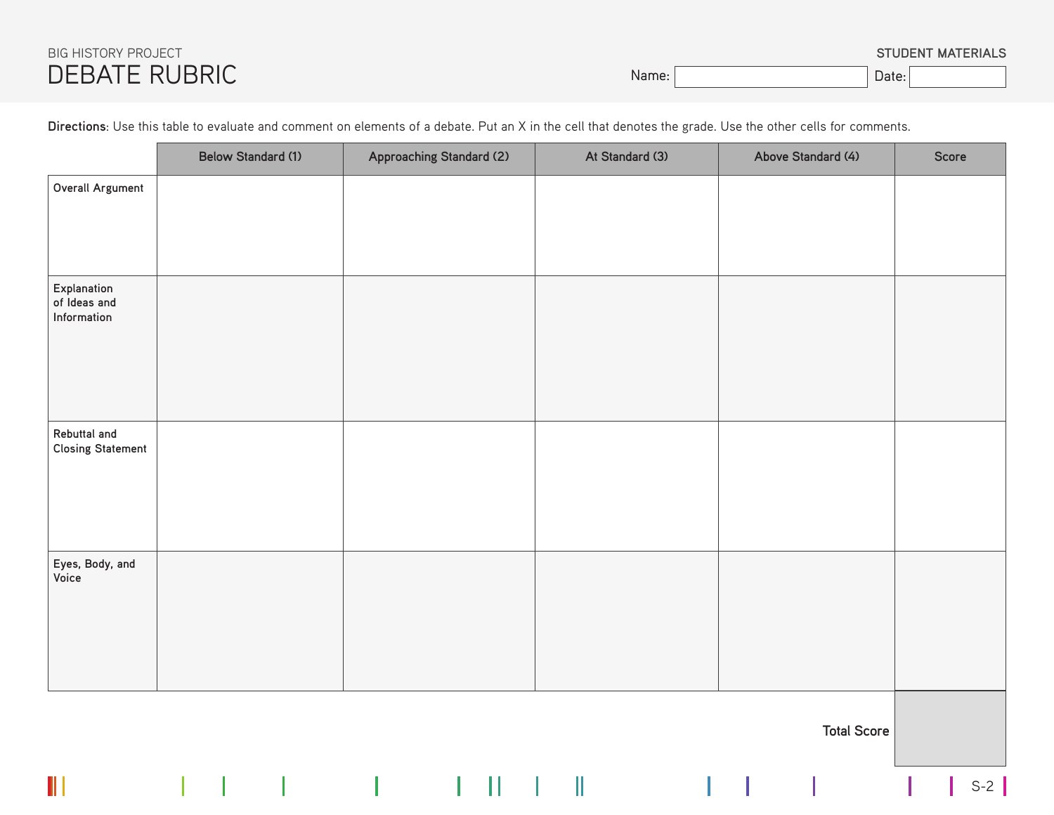BIG HISTORY PROJECT

# DEBATE RUBRIC

**STUDENT MATERIALS**

Name: ______________ Date: ______________

**Directions**: Use this table to evaluate and comment on elements of a debate. Put an X in the cell that denotes the grade. Use the other cells for comments.

| | Below Standard (1) | Approaching Standard (2) | At Standard (3) | Above Standard (4) | Score |
|---|---|---|---|---|---|
| Overall Argument | | | | | |
| Explanation of Ideas and Information | | | | | |
| Rebuttal and Closing Statement | | | | | |
| Eyes, Body, and Voice | | | | | |
| | | | | Total Score | |